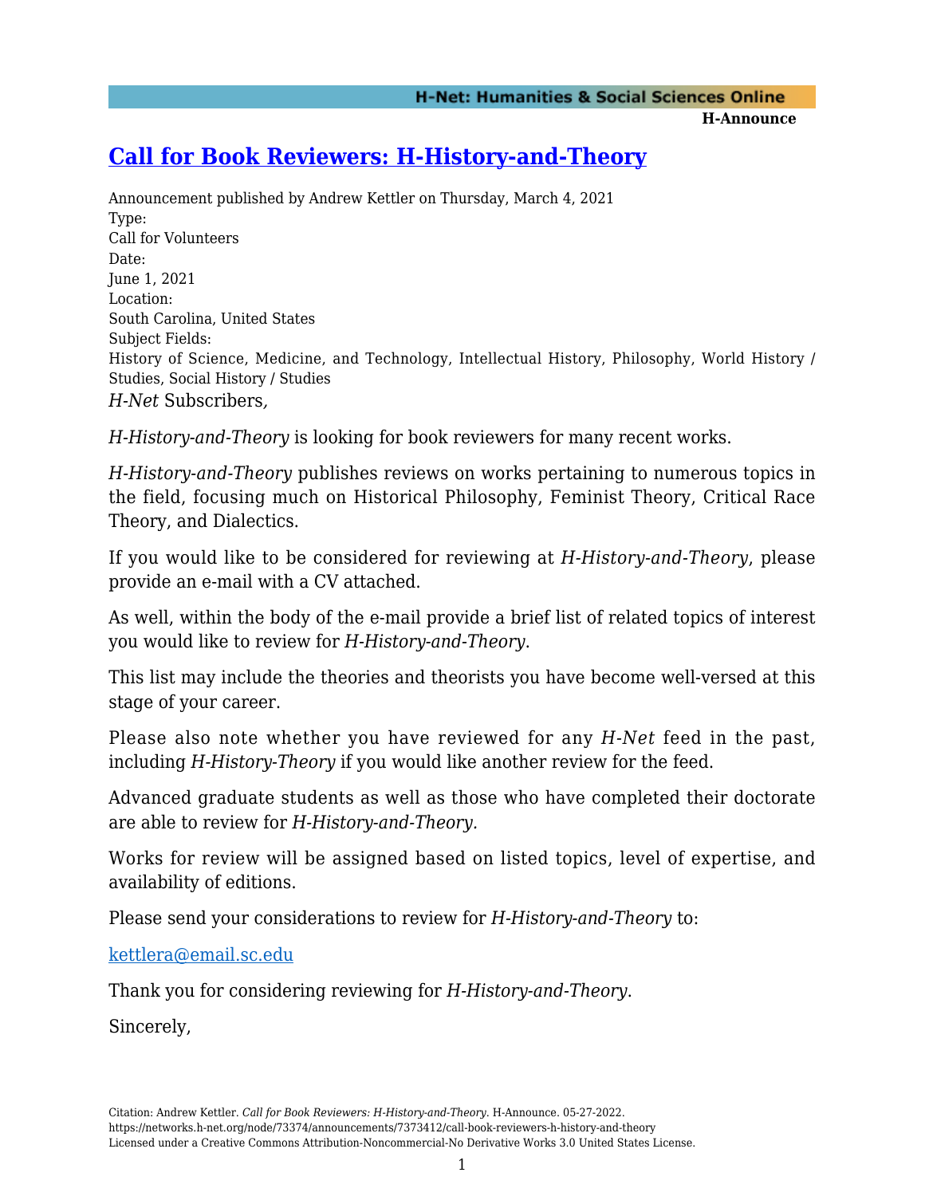# Call for Book Reviewers: H-History-and-Theory

Announcement published by Andrew Kettler on Thursday, March 4, 2021

Type:
Call for Volunteers

Date:
June 1, 2021

Location:
South Carolina, United States

Subject Fields:
History of Science, Medicine, and Technology, Intellectual History, Philosophy, World History / Studies, Social History / Studies

*H-Net* Subscribers,

*H-History-and-Theory* is looking for book reviewers for many recent works.

*H-History-and-Theory* publishes reviews on works pertaining to numerous topics in the field, focusing much on Historical Philosophy, Feminist Theory, Critical Race Theory, and Dialectics.

If you would like to be considered for reviewing at *H-History-and-Theory*, please provide an e-mail with a CV attached.

As well, within the body of the e-mail provide a brief list of related topics of interest you would like to review for *H-History-and-Theory*.

This list may include the theories and theorists you have become well-versed at this stage of your career.

Please also note whether you have reviewed for any *H-Net* feed in the past, including *H-History-Theory* if you would like another review for the feed.

Advanced graduate students as well as those who have completed their doctorate are able to review for *H-History-and-Theory*.

Works for review will be assigned based on listed topics, level of expertise, and availability of editions.

Please send your considerations to review for *H-History-and-Theory* to:

kettlera@email.sc.edu

Thank you for considering reviewing for *H-History-and-Theory*.

Sincerely,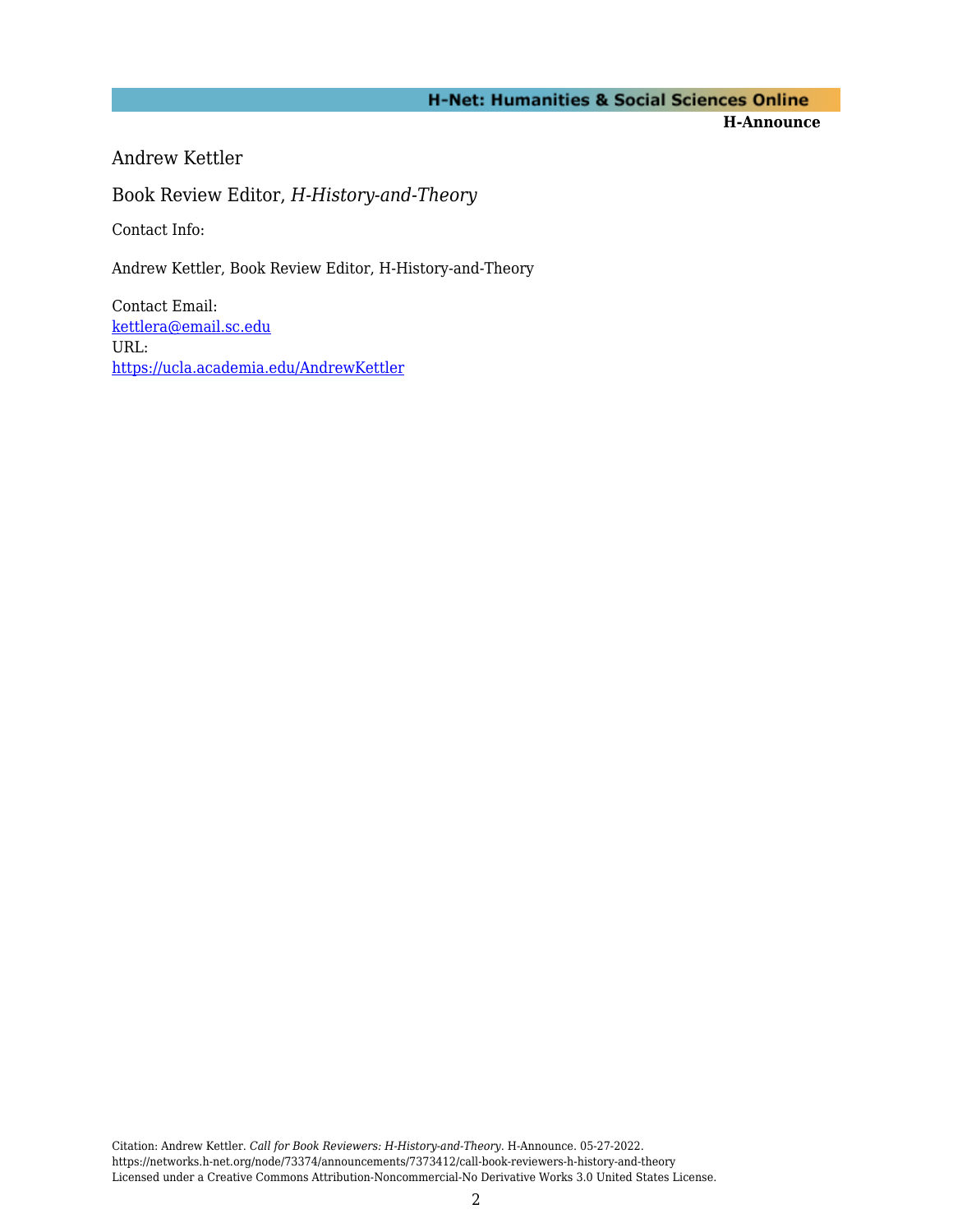Andrew Kettler

Book Review Editor, *H-History-and-Theory*

Contact Info:

Andrew Kettler, Book Review Editor, H-History-and-Theory

Contact Email:
kettlera@email.sc.edu
URL:
https://ucla.academia.edu/AndrewKettler